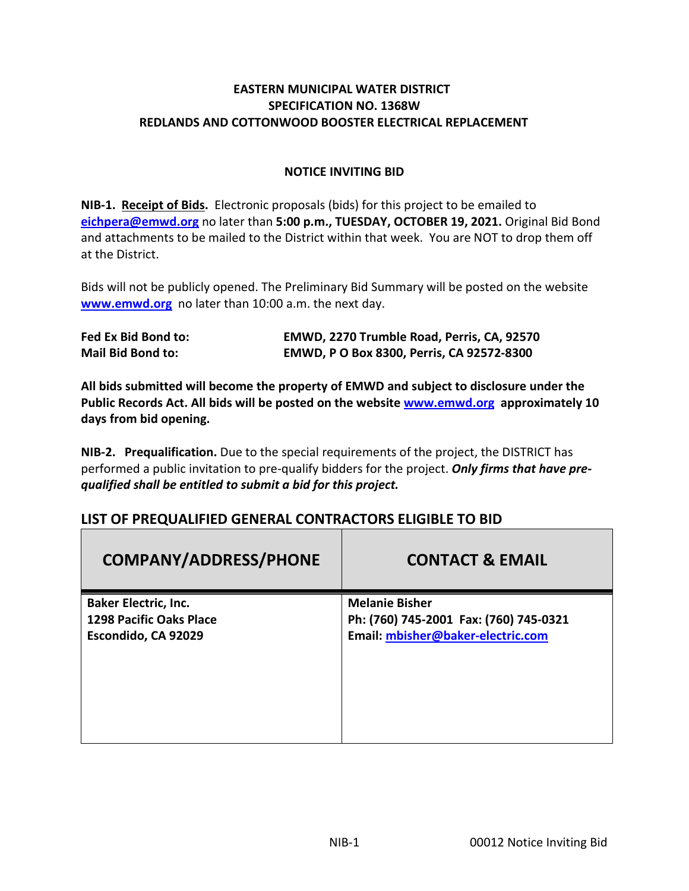**EASTERN MUNICIPAL WATER DISTRICT**
**SPECIFICATION NO. 1368W**
**REDLANDS AND COTTONWOOD BOOSTER ELECTRICAL REPLACEMENT**

**NOTICE INVITING BID**

**NIB-1. Receipt of Bids.** Electronic proposals (bids) for this project to be emailed to **eichpera@emwd.org** no later than **5:00 p.m., TUESDAY, OCTOBER 19, 2021.** Original Bid Bond and attachments to be mailed to the District within that week. You are NOT to drop them off at the District.

Bids will not be publicly opened. The Preliminary Bid Summary will be posted on the website **www.emwd.org** no later than 10:00 a.m. the next day.

| | |
|---|---|
| **Fed Ex Bid Bond to:** | **EMWD, 2270 Trumble Road, Perris, CA, 92570** |
| **Mail Bid Bond to:** | **EMWD, P O Box 8300, Perris, CA 92572-8300** |

**All bids submitted will become the property of EMWD and subject to disclosure under the Public Records Act. All bids will be posted on the website www.emwd.org approximately 10 days from bid opening.**

**NIB-2. Prequalification.** Due to the special requirements of the project, the DISTRICT has performed a public invitation to pre-qualify bidders for the project. ***Only firms that have pre-qualified shall be entitled to submit a bid for this project.***

## LIST OF PREQUALIFIED GENERAL CONTRACTORS ELIGIBLE TO BID

| COMPANY/ADDRESS/PHONE | CONTACT & EMAIL |
|---|---|
| **Baker Electric, Inc.**<br>**1298 Pacific Oaks Place**<br>**Escondido, CA 92029** | **Melanie Bisher**<br>**Ph: (760) 745-2001 Fax: (760) 745-0321**<br>**Email: mbisher@baker-electric.com** |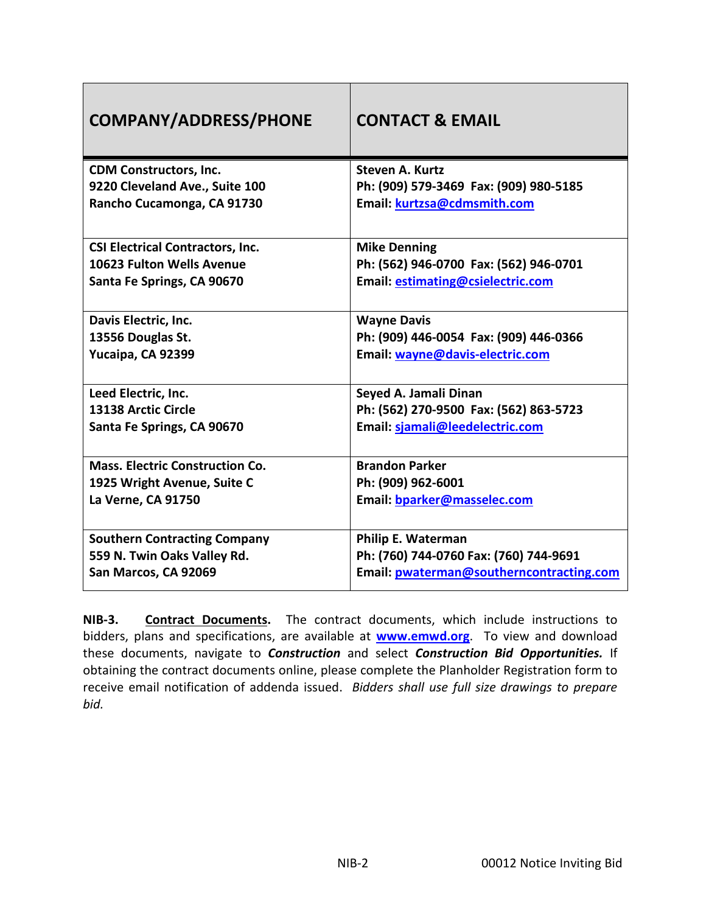| COMPANY/ADDRESS/PHONE | CONTACT & EMAIL |
| --- | --- |
| **CDM Constructors, Inc.**<br>**9220 Cleveland Ave., Suite 100**<br>**Rancho Cucamonga, CA 91730** | **Steven A. Kurtz**<br>**Ph: (909) 579-3469 Fax: (909) 980-5185**<br>**Email: kurtzsa@cdmsmith.com** |
| **CSI Electrical Contractors, Inc.**<br>**10623 Fulton Wells Avenue**<br>**Santa Fe Springs, CA 90670** | **Mike Denning**<br>**Ph: (562) 946-0700 Fax: (562) 946-0701**<br>**Email: estimating@csielectric.com** |
| **Davis Electric, Inc.**<br>**13556 Douglas St.**<br>**Yucaipa, CA 92399** | **Wayne Davis**<br>**Ph: (909) 446-0054 Fax: (909) 446-0366**<br>**Email: wayne@davis-electric.com** |
| **Leed Electric, Inc.**<br>**13138 Arctic Circle**<br>**Santa Fe Springs, CA 90670** | **Seyed A. Jamali Dinan**<br>**Ph: (562) 270-9500 Fax: (562) 863-5723**<br>**Email: sjamali@leedelectric.com** |
| **Mass. Electric Construction Co.**<br>**1925 Wright Avenue, Suite C**<br>**La Verne, CA 91750** | **Brandon Parker**<br>**Ph: (909) 962-6001**<br>**Email: bparker@masselec.com** |
| **Southern Contracting Company**<br>**559 N. Twin Oaks Valley Rd.**<br>**San Marcos, CA 92069** | **Philip E. Waterman**<br>**Ph: (760) 744-0760 Fax: (760) 744-9691**<br>**Email: pwaterman@southerncontracting.com** |

**NIB-3.** **Contract Documents.** The contract documents, which include instructions to bidders, plans and specifications, are available at **www.emwd.org**. To view and download these documents, navigate to ***Construction*** and select ***Construction Bid Opportunities.*** If obtaining the contract documents online, please complete the Planholder Registration form to receive email notification of addenda issued. *Bidders shall use full size drawings to prepare bid.*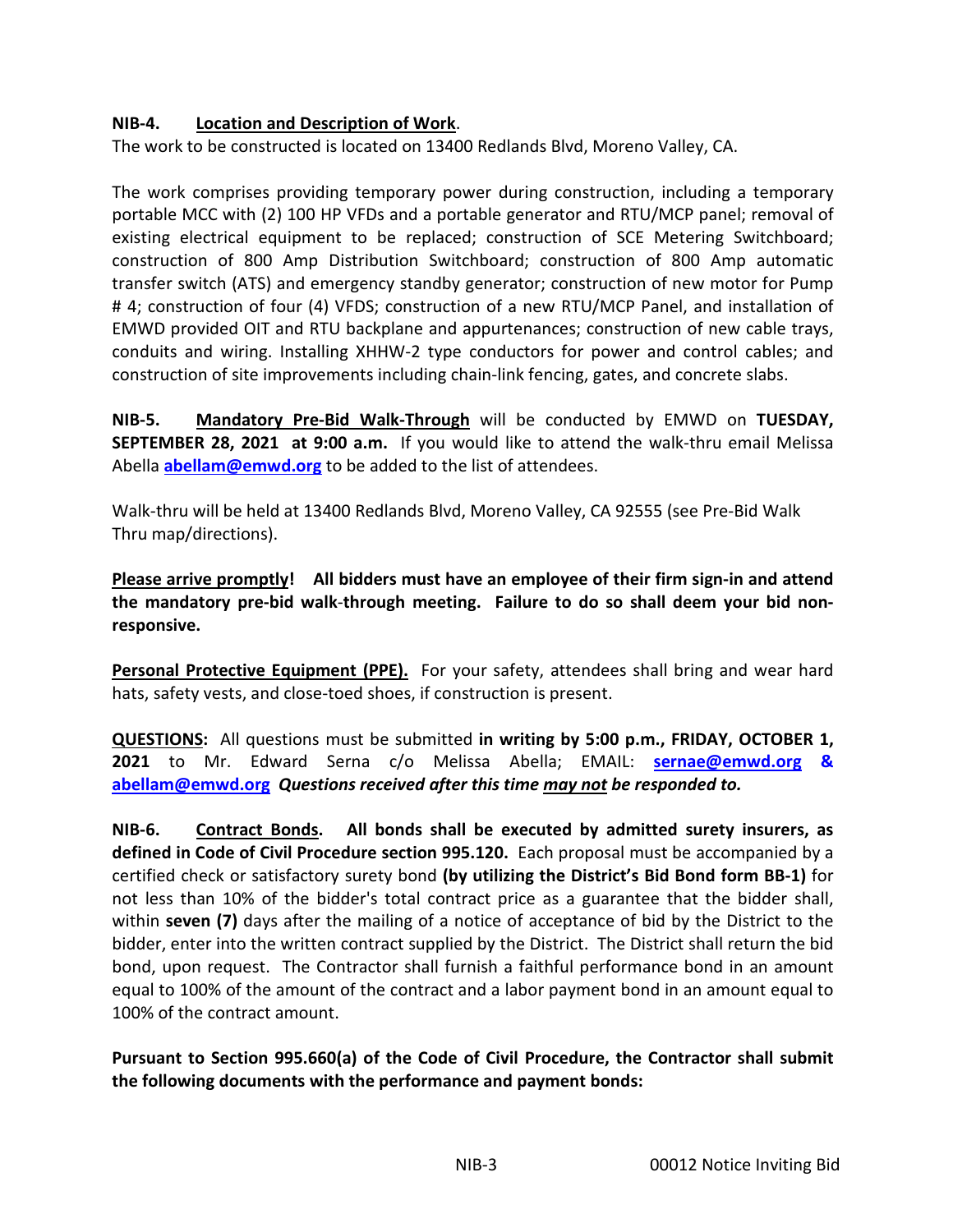**NIB-4. Location and Description of Work**.

The work to be constructed is located on 13400 Redlands Blvd, Moreno Valley, CA.

The work comprises providing temporary power during construction, including a temporary portable MCC with (2) 100 HP VFDs and a portable generator and RTU/MCP panel; removal of existing electrical equipment to be replaced; construction of SCE Metering Switchboard; construction of 800 Amp Distribution Switchboard; construction of 800 Amp automatic transfer switch (ATS) and emergency standby generator; construction of new motor for Pump # 4; construction of four (4) VFDS; construction of a new RTU/MCP Panel, and installation of EMWD provided OIT and RTU backplane and appurtenances; construction of new cable trays, conduits and wiring. Installing XHHW-2 type conductors for power and control cables; and construction of site improvements including chain-link fencing, gates, and concrete slabs.

**NIB-5. Mandatory Pre-Bid Walk-Through** will be conducted by EMWD on **TUESDAY, SEPTEMBER 28, 2021 at 9:00 a.m.** If you would like to attend the walk-thru email Melissa Abella **abellam@emwd.org** to be added to the list of attendees.

Walk-thru will be held at 13400 Redlands Blvd, Moreno Valley, CA 92555 (see Pre-Bid Walk Thru map/directions).

**Please arrive promptly! All bidders must have an employee of their firm sign-in and attend the mandatory pre-bid walk-through meeting. Failure to do so shall deem your bid non-responsive.**

**Personal Protective Equipment (PPE).** For your safety, attendees shall bring and wear hard hats, safety vests, and close-toed shoes, if construction is present.

**QUESTIONS:** All questions must be submitted **in writing by 5:00 p.m., FRIDAY, OCTOBER 1, 2021** to Mr. Edward Serna c/o Melissa Abella; EMAIL: **sernae@emwd.org & abellam@emwd.org** ***Questions received after this time may not be responded to.***

**NIB-6. Contract Bonds. All bonds shall be executed by admitted surety insurers, as defined in Code of Civil Procedure section 995.120.** Each proposal must be accompanied by a certified check or satisfactory surety bond **(by utilizing the District's Bid Bond form BB-1)** for not less than 10% of the bidder's total contract price as a guarantee that the bidder shall, within **seven (7)** days after the mailing of a notice of acceptance of bid by the District to the bidder, enter into the written contract supplied by the District. The District shall return the bid bond, upon request. The Contractor shall furnish a faithful performance bond in an amount equal to 100% of the amount of the contract and a labor payment bond in an amount equal to 100% of the contract amount.

**Pursuant to Section 995.660(a) of the Code of Civil Procedure, the Contractor shall submit the following documents with the performance and payment bonds:**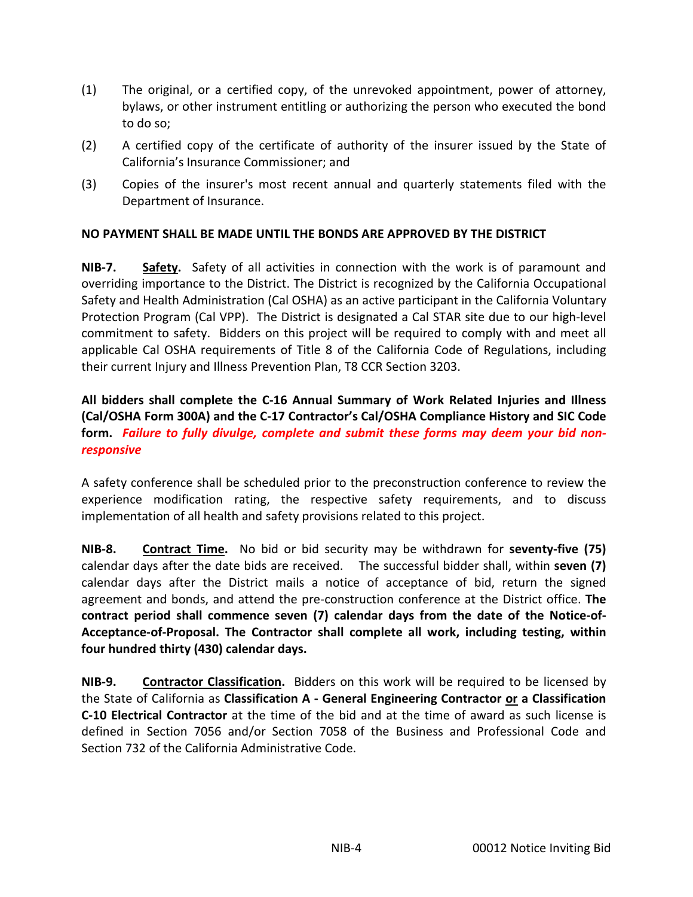(1) The original, or a certified copy, of the unrevoked appointment, power of attorney, bylaws, or other instrument entitling or authorizing the person who executed the bond to do so;

(2) A certified copy of the certificate of authority of the insurer issued by the State of California's Insurance Commissioner; and

(3) Copies of the insurer's most recent annual and quarterly statements filed with the Department of Insurance.

**NO PAYMENT SHALL BE MADE UNTIL THE BONDS ARE APPROVED BY THE DISTRICT**

**NIB-7. Safety.** Safety of all activities in connection with the work is of paramount and overriding importance to the District. The District is recognized by the California Occupational Safety and Health Administration (Cal OSHA) as an active participant in the California Voluntary Protection Program (Cal VPP). The District is designated a Cal STAR site due to our high-level commitment to safety. Bidders on this project will be required to comply with and meet all applicable Cal OSHA requirements of Title 8 of the California Code of Regulations, including their current Injury and Illness Prevention Plan, T8 CCR Section 3203.

**All bidders shall complete the C-16 Annual Summary of Work Related Injuries and Illness (Cal/OSHA Form 300A) and the C-17 Contractor's Cal/OSHA Compliance History and SIC Code form.** ***Failure to fully divulge, complete and submit these forms may deem your bid non-responsive***

A safety conference shall be scheduled prior to the preconstruction conference to review the experience modification rating, the respective safety requirements, and to discuss implementation of all health and safety provisions related to this project.

**NIB-8. Contract Time.** No bid or bid security may be withdrawn for **seventy-five (75)** calendar days after the date bids are received. The successful bidder shall, within **seven (7)** calendar days after the District mails a notice of acceptance of bid, return the signed agreement and bonds, and attend the pre-construction conference at the District office. **The contract period shall commence seven (7) calendar days from the date of the Notice-of-Acceptance-of-Proposal. The Contractor shall complete all work, including testing, within four hundred thirty (430) calendar days.**

**NIB-9. Contractor Classification.** Bidders on this work will be required to be licensed by the State of California as **Classification A - General Engineering Contractor or a Classification C-10 Electrical Contractor** at the time of the bid and at the time of award as such license is defined in Section 7056 and/or Section 7058 of the Business and Professional Code and Section 732 of the California Administrative Code.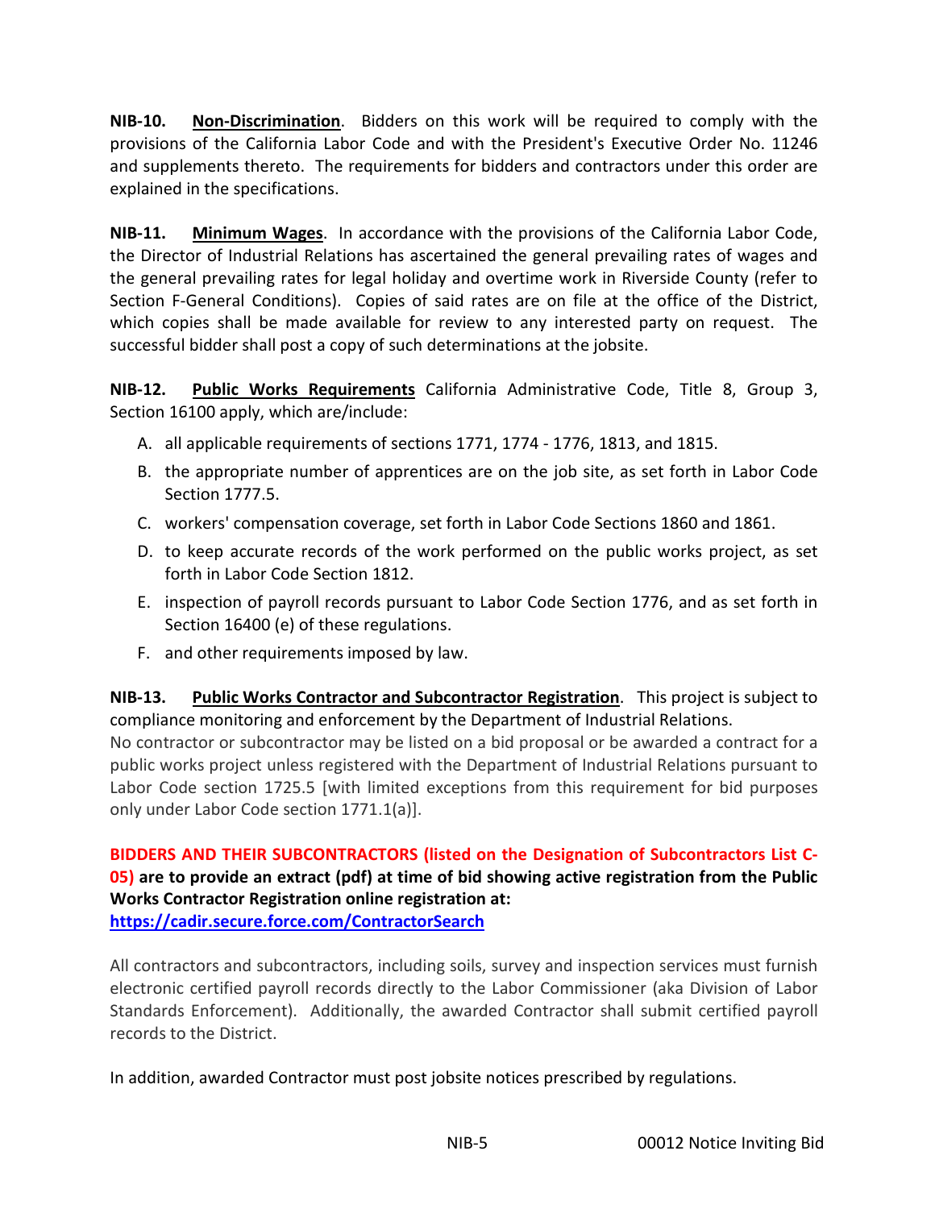**NIB-10. Non-Discrimination**. Bidders on this work will be required to comply with the provisions of the California Labor Code and with the President's Executive Order No. 11246 and supplements thereto. The requirements for bidders and contractors under this order are explained in the specifications.

**NIB-11. Minimum Wages**. In accordance with the provisions of the California Labor Code, the Director of Industrial Relations has ascertained the general prevailing rates of wages and the general prevailing rates for legal holiday and overtime work in Riverside County (refer to Section F-General Conditions). Copies of said rates are on file at the office of the District, which copies shall be made available for review to any interested party on request. The successful bidder shall post a copy of such determinations at the jobsite.

**NIB-12. Public Works Requirements** California Administrative Code, Title 8, Group 3, Section 16100 apply, which are/include:

A. all applicable requirements of sections 1771, 1774 - 1776, 1813, and 1815.
B. the appropriate number of apprentices are on the job site, as set forth in Labor Code Section 1777.5.
C. workers' compensation coverage, set forth in Labor Code Sections 1860 and 1861.
D. to keep accurate records of the work performed on the public works project, as set forth in Labor Code Section 1812.
E. inspection of payroll records pursuant to Labor Code Section 1776, and as set forth in Section 16400 (e) of these regulations.
F. and other requirements imposed by law.

**NIB-13. Public Works Contractor and Subcontractor Registration**. This project is subject to compliance monitoring and enforcement by the Department of Industrial Relations.
No contractor or subcontractor may be listed on a bid proposal or be awarded a contract for a public works project unless registered with the Department of Industrial Relations pursuant to Labor Code section 1725.5 [with limited exceptions from this requirement for bid purposes only under Labor Code section 1771.1(a)].

**BIDDERS AND THEIR SUBCONTRACTORS (listed on the Designation of Subcontractors List C-05) are to provide an extract (pdf) at time of bid showing active registration from the Public Works Contractor Registration online registration at:**
**https://cadir.secure.force.com/ContractorSearch**

All contractors and subcontractors, including soils, survey and inspection services must furnish electronic certified payroll records directly to the Labor Commissioner (aka Division of Labor Standards Enforcement). Additionally, the awarded Contractor shall submit certified payroll records to the District.

In addition, awarded Contractor must post jobsite notices prescribed by regulations.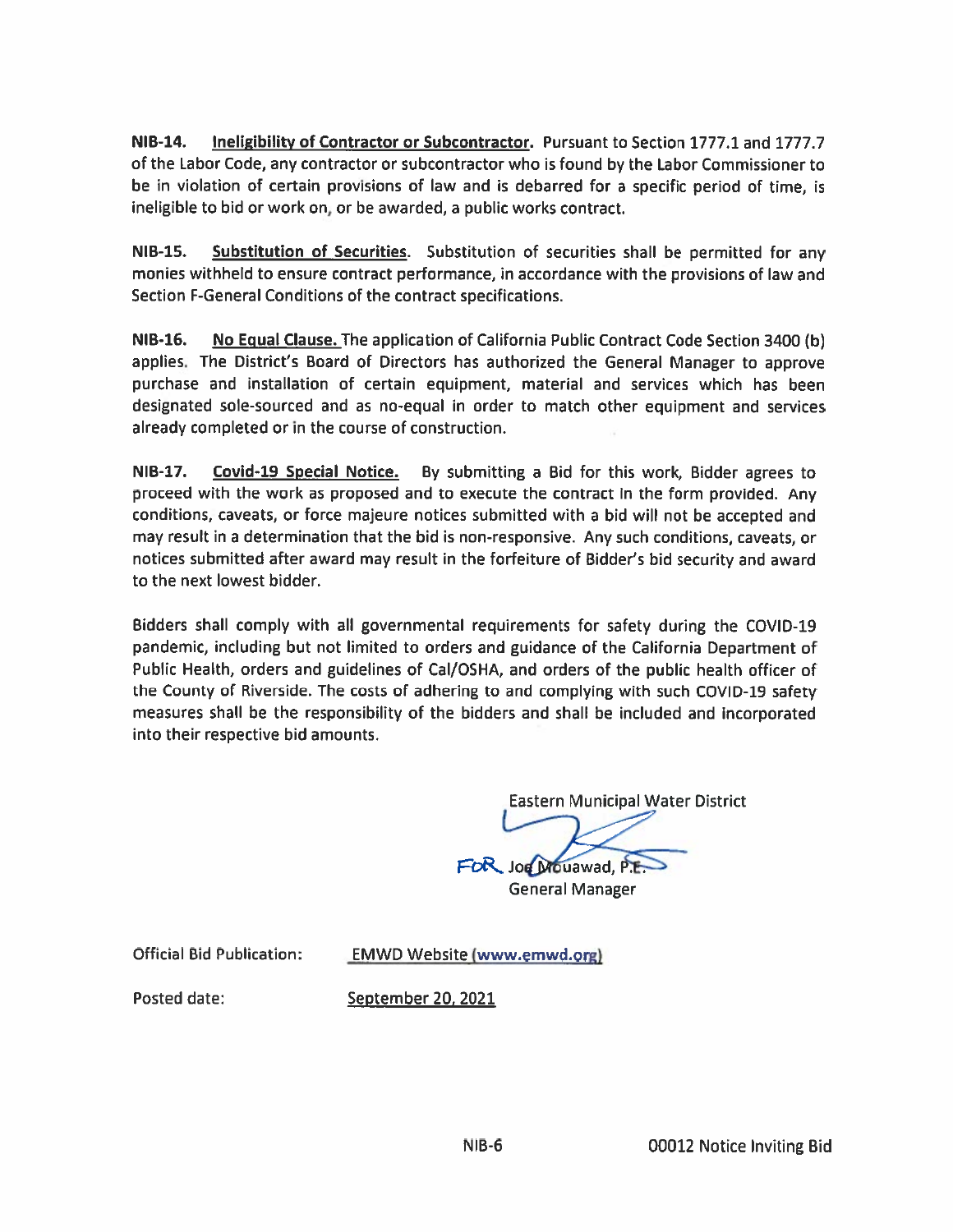**NIB-14.** **Ineligibility of Contractor or Subcontractor**. Pursuant to Section 1777.1 and 1777.7 of the Labor Code, any contractor or subcontractor who is found by the Labor Commissioner to be in violation of certain provisions of law and is debarred for a specific period of time, is ineligible to bid or work on, or be awarded, a public works contract.

**NIB-15.** **Substitution of Securities**. Substitution of securities shall be permitted for any monies withheld to ensure contract performance, in accordance with the provisions of law and Section F-General Conditions of the contract specifications.

**NIB-16.** **No Equal Clause.** The application of California Public Contract Code Section 3400 (b) applies. The District's Board of Directors has authorized the General Manager to approve purchase and installation of certain equipment, material and services which has been designated sole-sourced and as no-equal in order to match other equipment and services already completed or in the course of construction.

**NIB-17.** **Covid-19 Special Notice.** By submitting a Bid for this work, Bidder agrees to proceed with the work as proposed and to execute the contract in the form provided. Any conditions, caveats, or force majeure notices submitted with a bid will not be accepted and may result in a determination that the bid is non-responsive. Any such conditions, caveats, or notices submitted after award may result in the forfeiture of Bidder's bid security and award to the next lowest bidder.

Bidders shall comply with all governmental requirements for safety during the COVID-19 pandemic, including but not limited to orders and guidance of the California Department of Public Health, orders and guidelines of Cal/OSHA, and orders of the public health officer of the County of Riverside. The costs of adhering to and complying with such COVID-19 safety measures shall be the responsibility of the bidders and shall be included and incorporated into their respective bid amounts.

Eastern Municipal Water District

FOR Joe Mouawad, P.E.
General Manager

Official Bid Publication: EMWD Website (www.emwd.org)

Posted date: September 20, 2021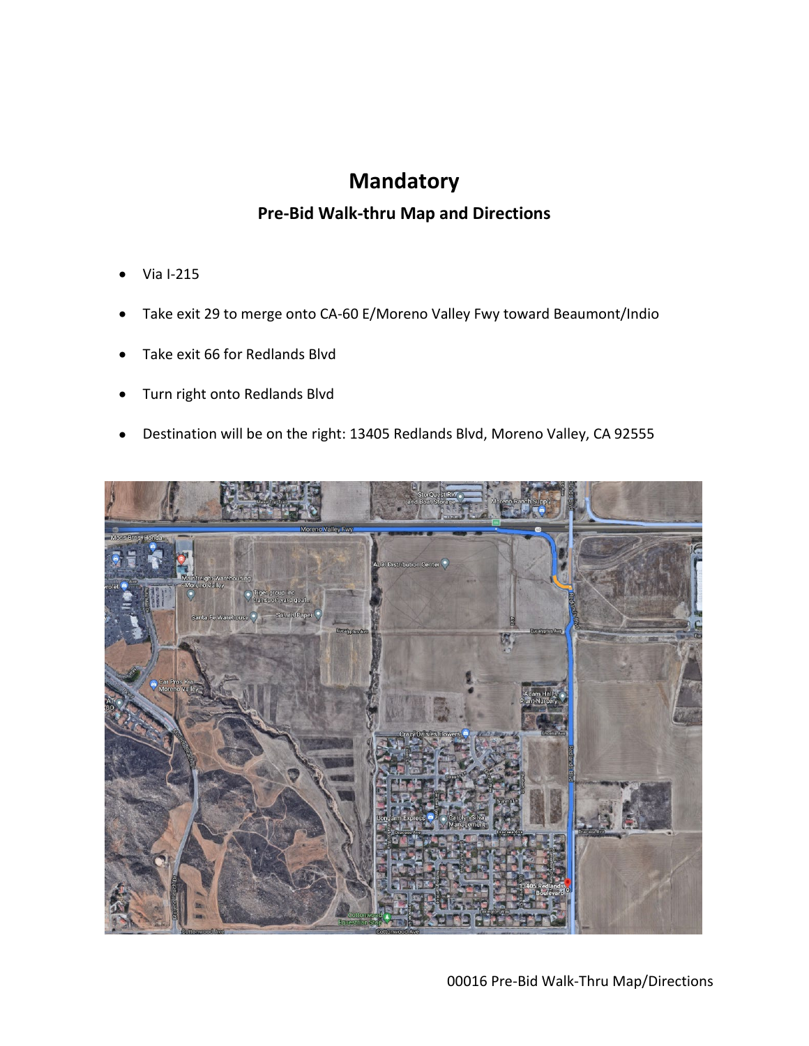# Mandatory

## Pre-Bid Walk-thru Map and Directions

- Via I-215
- Take exit 29 to merge onto CA-60 E/Moreno Valley Fwy toward Beaumont/Indio
- Take exit 66 for Redlands Blvd
- Turn right onto Redlands Blvd
- Destination will be on the right: 13405 Redlands Blvd, Moreno Valley, CA 92555

00016 Pre-Bid Walk-Thru Map/Directions